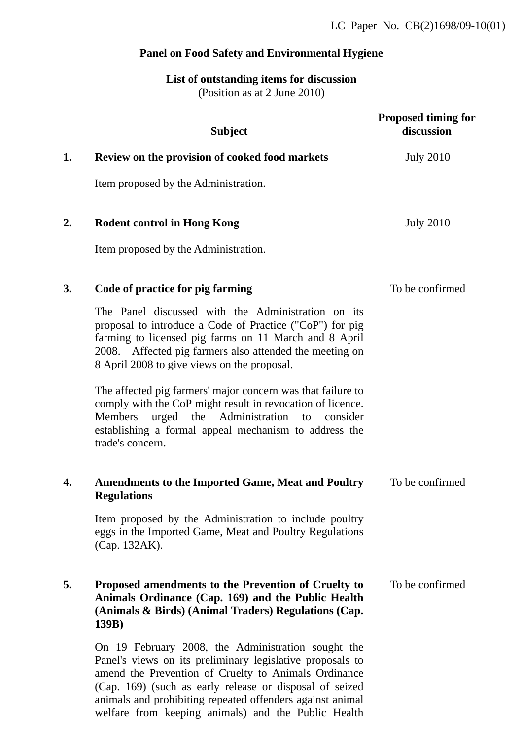LC Paper No. CB(2)1698/09-10(01)

# Panel on Food Safety and Environmental Hygiene

## List of outstanding items for discussion

(Position as at 2 June 2010)

| | Subject | Proposed timing for discussion |
|---|---|---|
| 1. | **Review on the provision of cooked food markets**<br><br>Item proposed by the Administration. | July 2010 |
| 2. | **Rodent control in Hong Kong**<br><br>Item proposed by the Administration. | July 2010 |
| 3. | **Code of practice for pig farming**<br><br>The Panel discussed with the Administration on its proposal to introduce a Code of Practice ("CoP") for pig farming to licensed pig farms on 11 March and 8 April 2008. Affected pig farmers also attended the meeting on 8 April 2008 to give views on the proposal.<br><br>The affected pig farmers' major concern was that failure to comply with the CoP might result in revocation of licence. Members urged the Administration to consider establishing a formal appeal mechanism to address the trade's concern. | To be confirmed |
| 4. | **Amendments to the Imported Game, Meat and Poultry Regulations**<br><br>Item proposed by the Administration to include poultry eggs in the Imported Game, Meat and Poultry Regulations (Cap. 132AK). | To be confirmed |
| 5. | **Proposed amendments to the Prevention of Cruelty to Animals Ordinance (Cap. 169) and the Public Health (Animals & Birds) (Animal Traders) Regulations (Cap. 139B)**<br><br>On 19 February 2008, the Administration sought the Panel's views on its preliminary legislative proposals to amend the Prevention of Cruelty to Animals Ordinance (Cap. 169) (such as early release or disposal of seized animals and prohibiting repeated offenders against animal welfare from keeping animals) and the Public Health | To be confirmed |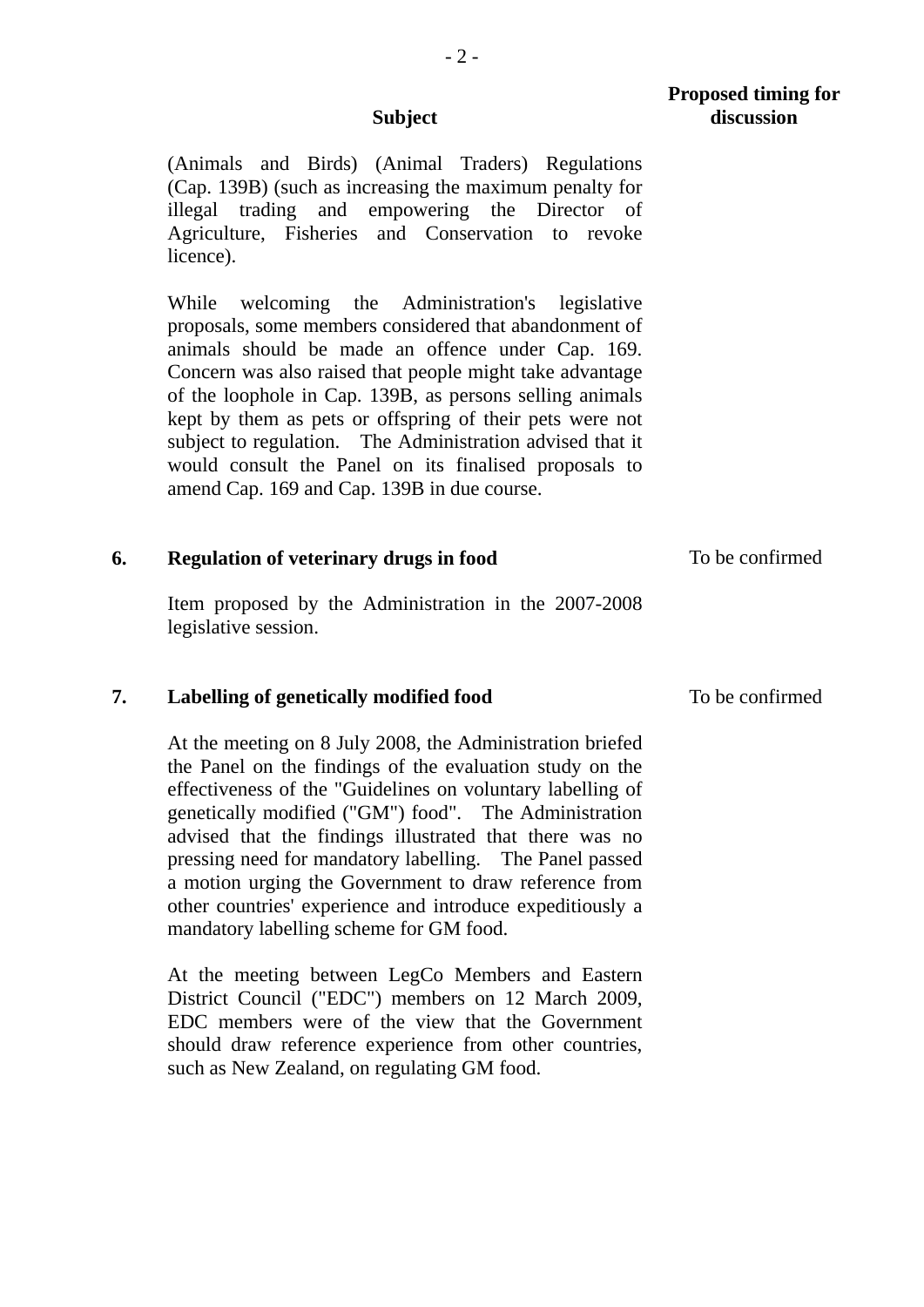| | Subject | Proposed timing for discussion |
|---|---|---|
| | (Animals and Birds) (Animal Traders) Regulations (Cap. 139B) (such as increasing the maximum penalty for illegal trading and empowering the Director of Agriculture, Fisheries and Conservation to revoke licence).<br><br>While welcoming the Administration's legislative proposals, some members considered that abandonment of animals should be made an offence under Cap. 169. Concern was also raised that people might take advantage of the loophole in Cap. 139B, as persons selling animals kept by them as pets or offspring of their pets were not subject to regulation. The Administration advised that it would consult the Panel on its finalised proposals to amend Cap. 169 and Cap. 139B in due course. | |
| **6.** | **Regulation of veterinary drugs in food**<br><br>Item proposed by the Administration in the 2007-2008 legislative session. | To be confirmed |
| **7.** | **Labelling of genetically modified food**<br><br>At the meeting on 8 July 2008, the Administration briefed the Panel on the findings of the evaluation study on the effectiveness of the "Guidelines on voluntary labelling of genetically modified ("GM") food". The Administration advised that the findings illustrated that there was no pressing need for mandatory labelling. The Panel passed a motion urging the Government to draw reference from other countries' experience and introduce expeditiously a mandatory labelling scheme for GM food.<br><br>At the meeting between LegCo Members and Eastern District Council ("EDC") members on 12 March 2009, EDC members were of the view that the Government should draw reference experience from other countries, such as New Zealand, on regulating GM food. | To be confirmed |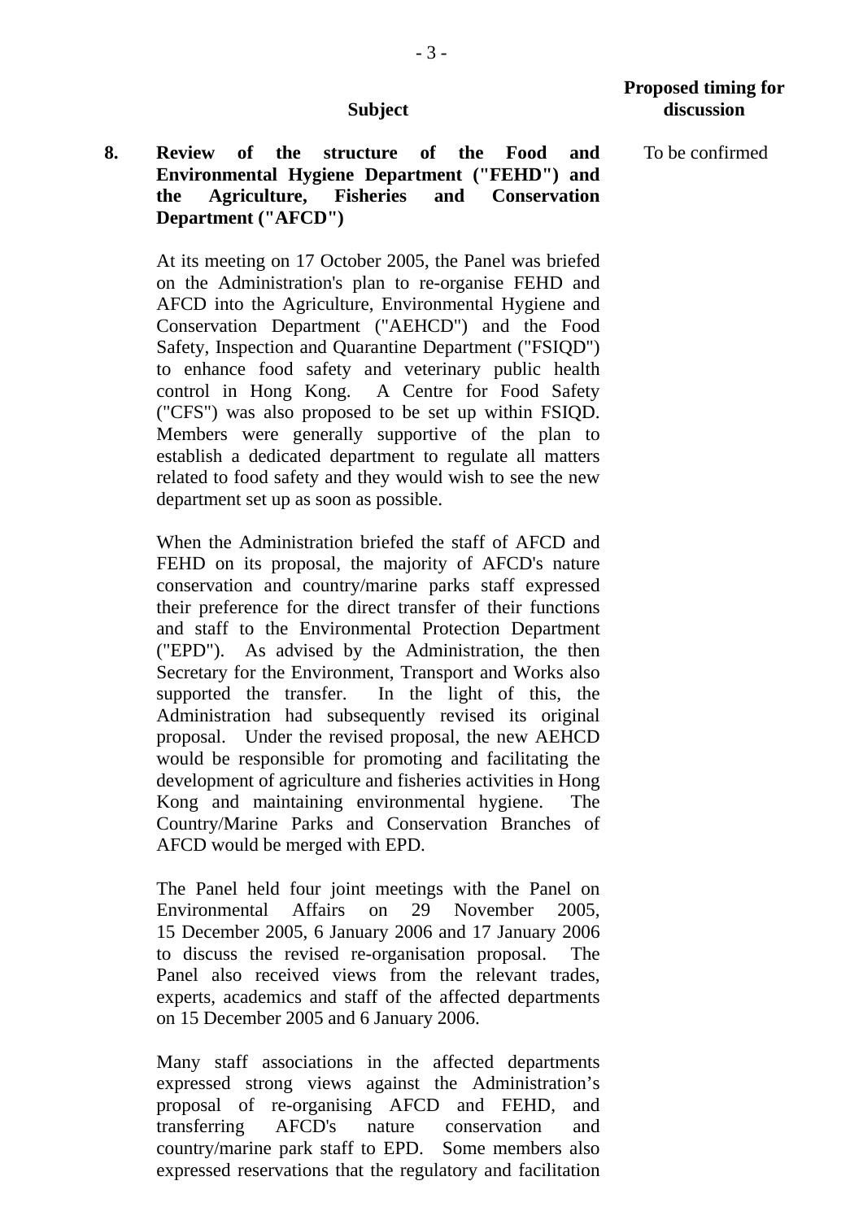| | Subject | Proposed timing for discussion |
|---|---|---|
| **8.** | **Review of the structure of the Food and Environmental Hygiene Department ("FEHD") and the Agriculture, Fisheries and Conservation Department ("AFCD")** | To be confirmed |

At its meeting on 17 October 2005, the Panel was briefed on the Administration's plan to re-organise FEHD and AFCD into the Agriculture, Environmental Hygiene and Conservation Department ("AEHCD") and the Food Safety, Inspection and Quarantine Department ("FSIQD") to enhance food safety and veterinary public health control in Hong Kong. A Centre for Food Safety ("CFS") was also proposed to be set up within FSIQD. Members were generally supportive of the plan to establish a dedicated department to regulate all matters related to food safety and they would wish to see the new department set up as soon as possible.

When the Administration briefed the staff of AFCD and FEHD on its proposal, the majority of AFCD's nature conservation and country/marine parks staff expressed their preference for the direct transfer of their functions and staff to the Environmental Protection Department ("EPD"). As advised by the Administration, the then Secretary for the Environment, Transport and Works also supported the transfer. In the light of this, the Administration had subsequently revised its original proposal. Under the revised proposal, the new AEHCD would be responsible for promoting and facilitating the development of agriculture and fisheries activities in Hong Kong and maintaining environmental hygiene. The Country/Marine Parks and Conservation Branches of AFCD would be merged with EPD.

The Panel held four joint meetings with the Panel on Environmental Affairs on 29 November 2005, 15 December 2005, 6 January 2006 and 17 January 2006 to discuss the revised re-organisation proposal. The Panel also received views from the relevant trades, experts, academics and staff of the affected departments on 15 December 2005 and 6 January 2006.

Many staff associations in the affected departments expressed strong views against the Administration's proposal of re-organising AFCD and FEHD, and transferring AFCD's nature conservation and country/marine park staff to EPD. Some members also expressed reservations that the regulatory and facilitation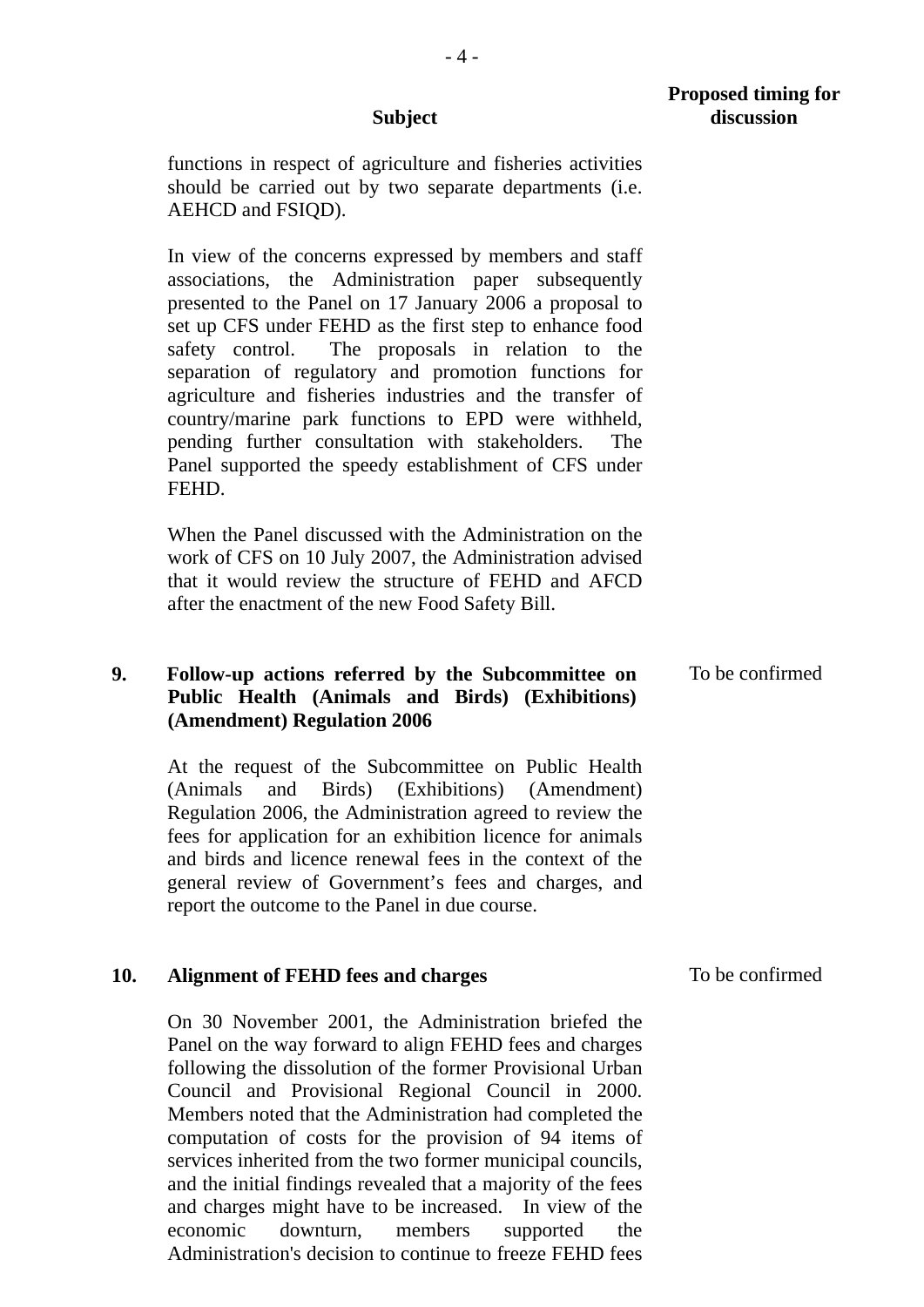| | Subject | Proposed timing for discussion |
|---|---|---|
| | functions in respect of agriculture and fisheries activities should be carried out by two separate departments (i.e. AEHCD and FSIQD).<br><br>In view of the concerns expressed by members and staff associations, the Administration paper subsequently presented to the Panel on 17 January 2006 a proposal to set up CFS under FEHD as the first step to enhance food safety control. The proposals in relation to the separation of regulatory and promotion functions for agriculture and fisheries industries and the transfer of country/marine park functions to EPD were withheld, pending further consultation with stakeholders. The Panel supported the speedy establishment of CFS under FEHD.<br><br>When the Panel discussed with the Administration on the work of CFS on 10 July 2007, the Administration advised that it would review the structure of FEHD and AFCD after the enactment of the new Food Safety Bill. | |
| **9.** | **Follow-up actions referred by the Subcommittee on Public Health (Animals and Birds) (Exhibitions) (Amendment) Regulation 2006**<br><br>At the request of the Subcommittee on Public Health (Animals and Birds) (Exhibitions) (Amendment) Regulation 2006, the Administration agreed to review the fees for application for an exhibition licence for animals and birds and licence renewal fees in the context of the general review of Government's fees and charges, and report the outcome to the Panel in due course. | To be confirmed |
| **10.** | **Alignment of FEHD fees and charges**<br><br>On 30 November 2001, the Administration briefed the Panel on the way forward to align FEHD fees and charges following the dissolution of the former Provisional Urban Council and Provisional Regional Council in 2000. Members noted that the Administration had completed the computation of costs for the provision of 94 items of services inherited from the two former municipal councils, and the initial findings revealed that a majority of the fees and charges might have to be increased. In view of the economic downturn, members supported the Administration's decision to continue to freeze FEHD fees | To be confirmed |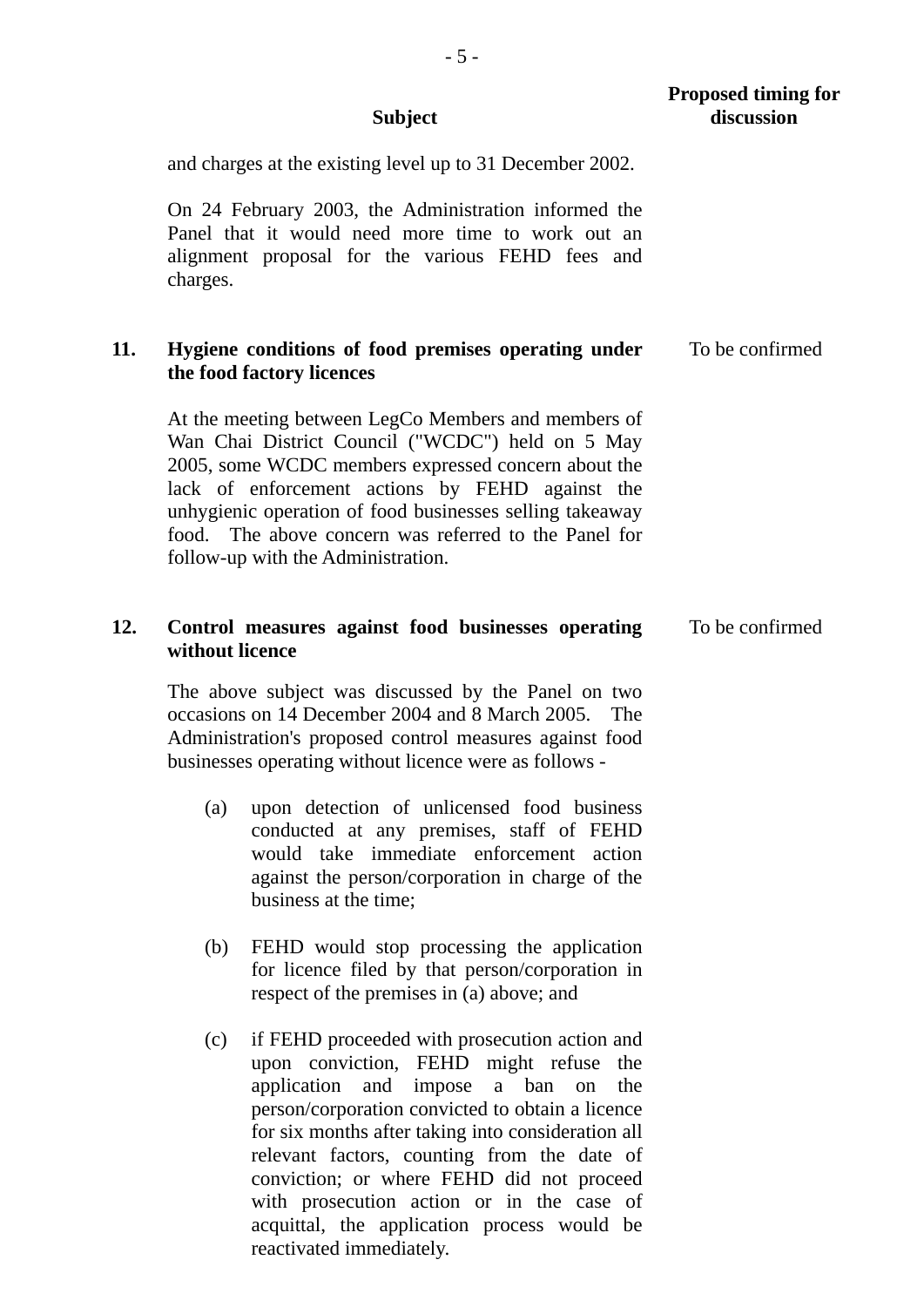| | Subject | Proposed timing for discussion |
|---|---|---|
| | and charges at the existing level up to 31 December 2002.<br><br>On 24 February 2003, the Administration informed the Panel that it would need more time to work out an alignment proposal for the various FEHD fees and charges. | |
| **11.** | **Hygiene conditions of food premises operating under the food factory licences**<br><br>At the meeting between LegCo Members and members of Wan Chai District Council ("WCDC") held on 5 May 2005, some WCDC members expressed concern about the lack of enforcement actions by FEHD against the unhygienic operation of food businesses selling takeaway food. The above concern was referred to the Panel for follow-up with the Administration. | To be confirmed |
| **12.** | **Control measures against food businesses operating without licence**<br><br>The above subject was discussed by the Panel on two occasions on 14 December 2004 and 8 March 2005. The Administration's proposed control measures against food businesses operating without licence were as follows -<br><br>(a) upon detection of unlicensed food business conducted at any premises, staff of FEHD would take immediate enforcement action against the person/corporation in charge of the business at the time;<br><br>(b) FEHD would stop processing the application for licence filed by that person/corporation in respect of the premises in (a) above; and<br><br>(c) if FEHD proceeded with prosecution action and upon conviction, FEHD might refuse the application and impose a ban on the person/corporation convicted to obtain a licence for six months after taking into consideration all relevant factors, counting from the date of conviction; or where FEHD did not proceed with prosecution action or in the case of acquittal, the application process would be reactivated immediately. | To be confirmed |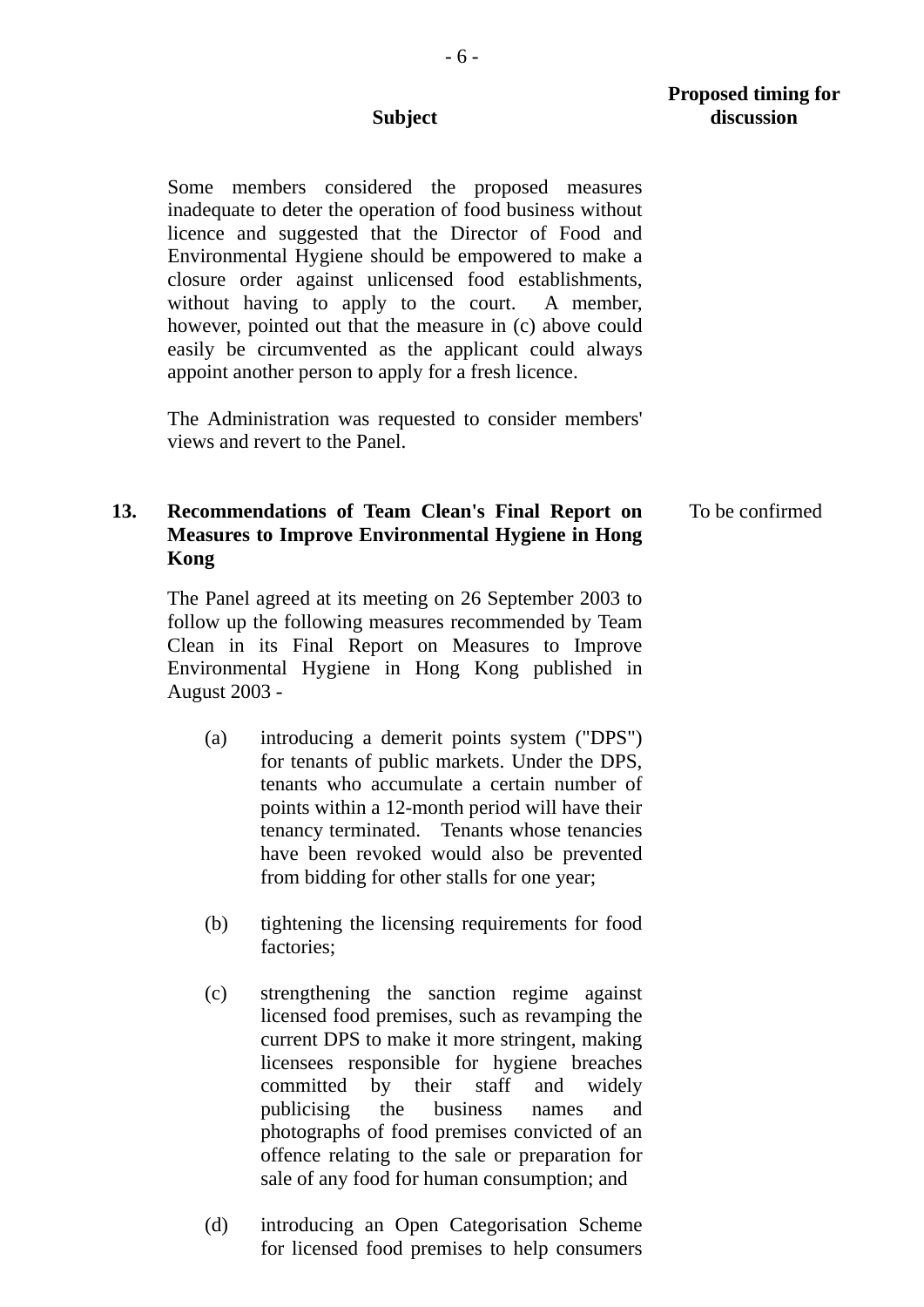| Subject | Proposed timing for discussion |
|---|---|

Some members considered the proposed measures inadequate to deter the operation of food business without licence and suggested that the Director of Food and Environmental Hygiene should be empowered to make a closure order against unlicensed food establishments, without having to apply to the court. A member, however, pointed out that the measure in (c) above could easily be circumvented as the applicant could always appoint another person to apply for a fresh licence.

The Administration was requested to consider members' views and revert to the Panel.

**13. Recommendations of Team Clean's Final Report on Measures to Improve Environmental Hygiene in Hong Kong** — To be confirmed

The Panel agreed at its meeting on 26 September 2003 to follow up the following measures recommended by Team Clean in its Final Report on Measures to Improve Environmental Hygiene in Hong Kong published in August 2003 -

(a) introducing a demerit points system ("DPS") for tenants of public markets. Under the DPS, tenants who accumulate a certain number of points within a 12-month period will have their tenancy terminated. Tenants whose tenancies have been revoked would also be prevented from bidding for other stalls for one year;

(b) tightening the licensing requirements for food factories;

(c) strengthening the sanction regime against licensed food premises, such as revamping the current DPS to make it more stringent, making licensees responsible for hygiene breaches committed by their staff and widely publicising the business names and photographs of food premises convicted of an offence relating to the sale or preparation for sale of any food for human consumption; and

(d) introducing an Open Categorisation Scheme for licensed food premises to help consumers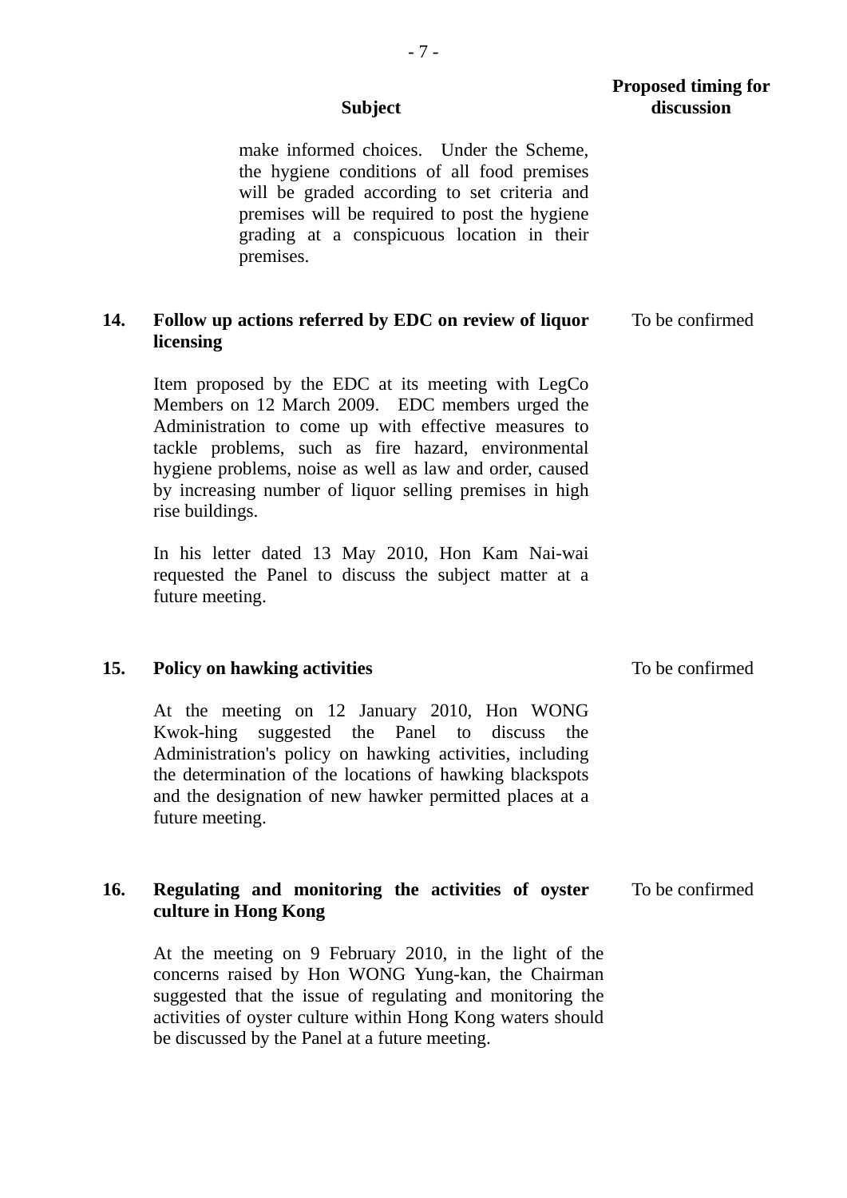| | Subject | Proposed timing for discussion |
|---|---|---|
| | make informed choices. Under the Scheme, the hygiene conditions of all food premises will be graded according to set criteria and premises will be required to post the hygiene grading at a conspicuous location in their premises. | |
| **14.** | **Follow up actions referred by EDC on review of liquor licensing**<br><br>Item proposed by the EDC at its meeting with LegCo Members on 12 March 2009. EDC members urged the Administration to come up with effective measures to tackle problems, such as fire hazard, environmental hygiene problems, noise as well as law and order, caused by increasing number of liquor selling premises in high rise buildings.<br><br>In his letter dated 13 May 2010, Hon Kam Nai-wai requested the Panel to discuss the subject matter at a future meeting. | To be confirmed |
| **15.** | **Policy on hawking activities**<br><br>At the meeting on 12 January 2010, Hon WONG Kwok-hing suggested the Panel to discuss the Administration's policy on hawking activities, including the determination of the locations of hawking blackspots and the designation of new hawker permitted places at a future meeting. | To be confirmed |
| **16.** | **Regulating and monitoring the activities of oyster culture in Hong Kong**<br><br>At the meeting on 9 February 2010, in the light of the concerns raised by Hon WONG Yung-kan, the Chairman suggested that the issue of regulating and monitoring the activities of oyster culture within Hong Kong waters should be discussed by the Panel at a future meeting. | To be confirmed |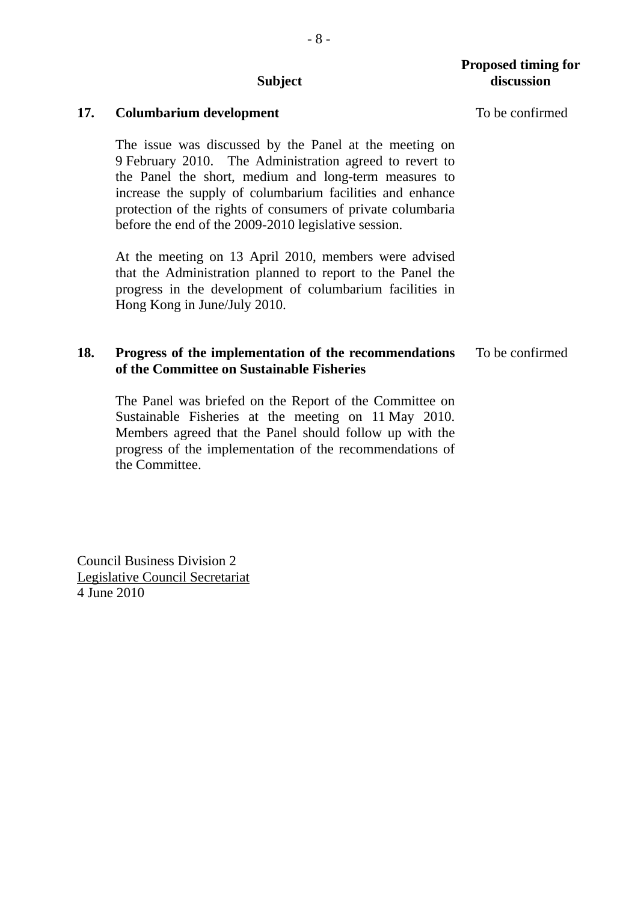| | Subject | Proposed timing for discussion |
|---|---|---|
| **17.** | **Columbarium development**<br><br>The issue was discussed by the Panel at the meeting on 9 February 2010. The Administration agreed to revert to the Panel the short, medium and long-term measures to increase the supply of columbarium facilities and enhance protection of the rights of consumers of private columbaria before the end of the 2009-2010 legislative session.<br><br>At the meeting on 13 April 2010, members were advised that the Administration planned to report to the Panel the progress in the development of columbarium facilities in Hong Kong in June/July 2010. | To be confirmed |
| **18.** | **Progress of the implementation of the recommendations of the Committee on Sustainable Fisheries**<br><br>The Panel was briefed on the Report of the Committee on Sustainable Fisheries at the meeting on 11 May 2010. Members agreed that the Panel should follow up with the progress of the implementation of the recommendations of the Committee. | To be confirmed |

Council Business Division 2
Legislative Council Secretariat
4 June 2010